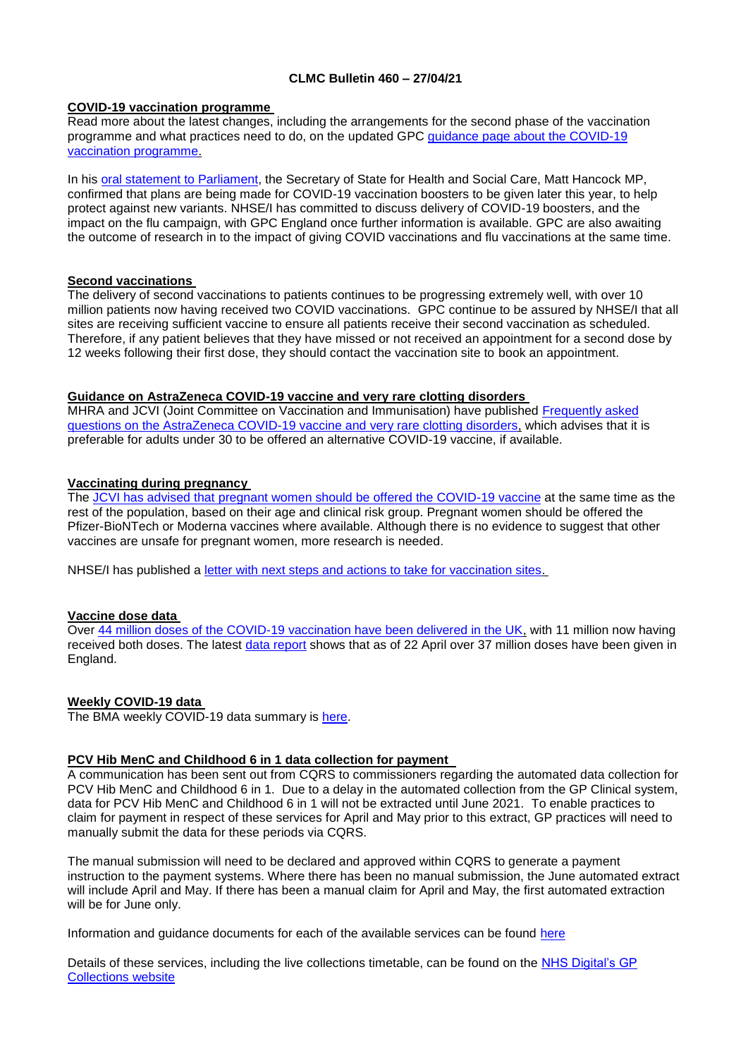**CLMC Bulletin 460 – 27/04/21**

**COVID-19 vaccination programme**

Read more about the latest changes, including the arrangements for the second phase of the vaccination programme and what practices need to do, on the updated GPC [guidance page about the COVID-19 vaccination programme](#).

In his [oral statement to Parliament](#), the Secretary of State for Health and Social Care, Matt Hancock MP, confirmed that plans are being made for COVID-19 vaccination boosters to be given later this year, to help protect against new variants. NHSE/I has committed to discuss delivery of COVID-19 boosters, and the impact on the flu campaign, with GPC England once further information is available. GPC are also awaiting the outcome of research in to the impact of giving COVID vaccinations and flu vaccinations at the same time.

**Second vaccinations**

The delivery of second vaccinations to patients continues to be progressing extremely well, with over 10 million patients now having received two COVID vaccinations. GPC continue to be assured by NHSE/I that all sites are receiving sufficient vaccine to ensure all patients receive their second vaccination as scheduled. Therefore, if any patient believes that they have missed or not received an appointment for a second dose by 12 weeks following their first dose, they should contact the vaccination site to book an appointment.

**Guidance on AstraZeneca COVID-19 vaccine and very rare clotting disorders**

MHRA and JCVI (Joint Committee on Vaccination and Immunisation) have published [Frequently asked questions on the AstraZeneca COVID-19 vaccine and very rare clotting disorders](#), which advises that it is preferable for adults under 30 to be offered an alternative COVID-19 vaccine, if available.

**Vaccinating during pregnancy**

The [JCVI has advised that pregnant women should be offered the COVID-19 vaccine](#) at the same time as the rest of the population, based on their age and clinical risk group. Pregnant women should be offered the Pfizer-BioNTech or Moderna vaccines where available. Although there is no evidence to suggest that other vaccines are unsafe for pregnant women, more research is needed.

NHSE/I has published a [letter with next steps and actions to take for vaccination sites.](#)

**Vaccine dose data**

Over [44 million doses of the COVID-19 vaccination have been delivered in the UK,](#) with 11 million now having received both doses. The latest [data report](#) shows that as of 22 April over 37 million doses have been given in England.

**Weekly COVID-19 data**

The BMA weekly COVID-19 data summary is [here](#).

**PCV Hib MenC and Childhood 6 in 1 data collection for payment**

A communication has been sent out from CQRS to commissioners regarding the automated data collection for PCV Hib MenC and Childhood 6 in 1. Due to a delay in the automated collection from the GP Clinical system, data for PCV Hib MenC and Childhood 6 in 1 will not be extracted until June 2021. To enable practices to claim for payment in respect of these services for April and May prior to this extract, GP practices will need to manually submit the data for these periods via CQRS.

The manual submission will need to be declared and approved within CQRS to generate a payment instruction to the payment systems. Where there has been no manual submission, the June automated extract will include April and May. If there has been a manual claim for April and May, the first automated extraction will be for June only.

Information and guidance documents for each of the available services can be found [here](#)

Details of these services, including the live collections timetable, can be found on the [NHS Digital's GP Collections website](#)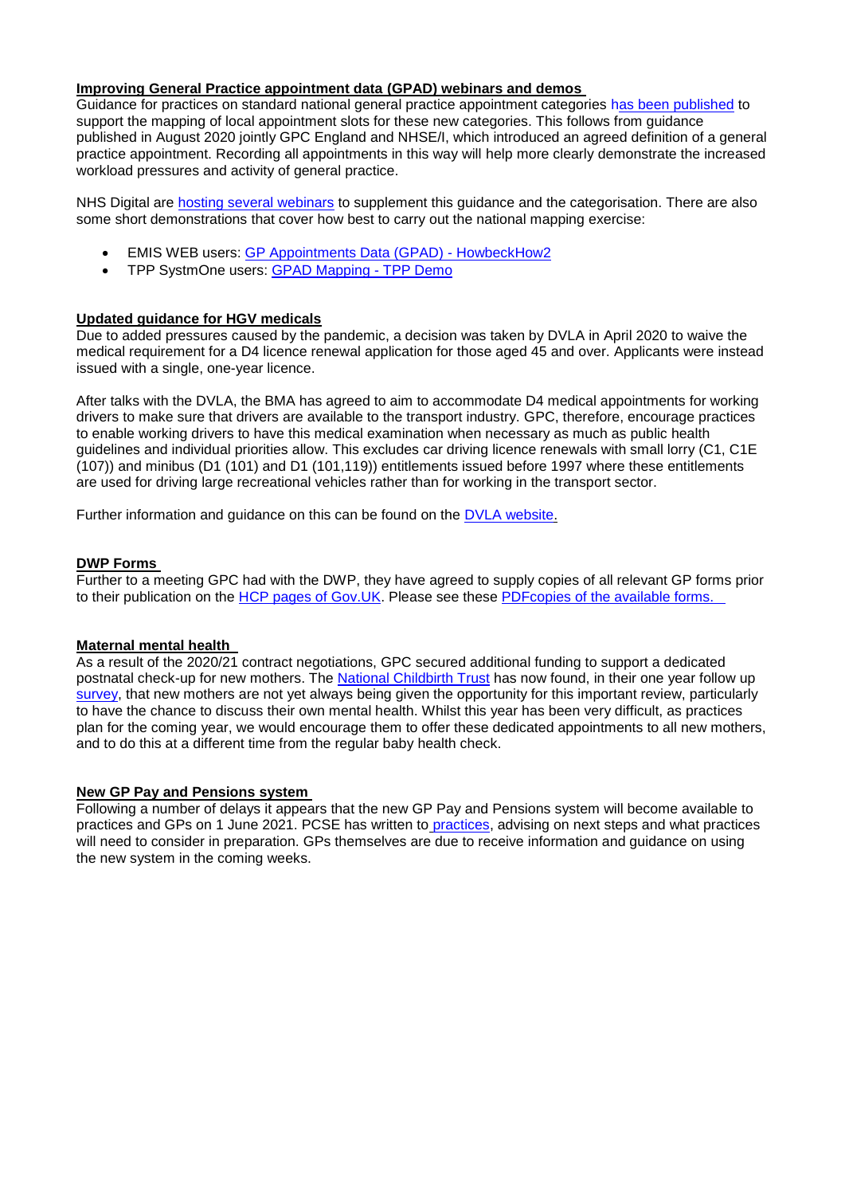**Improving General Practice appointment data (GPAD) webinars and demos**

Guidance for practices on standard national general practice appointment categories has been published to support the mapping of local appointment slots for these new categories. This follows from guidance published in August 2020 jointly GPC England and NHSE/I, which introduced an agreed definition of a general practice appointment. Recording all appointments in this way will help more clearly demonstrate the increased workload pressures and activity of general practice.

NHS Digital are hosting several webinars to supplement this guidance and the categorisation. There are also some short demonstrations that cover how best to carry out the national mapping exercise:

- EMIS WEB users: GP Appointments Data (GPAD) - HowbeckHow2
- TPP SystmOne users: GPAD Mapping - TPP Demo

**Updated guidance for HGV medicals**

Due to added pressures caused by the pandemic, a decision was taken by DVLA in April 2020 to waive the medical requirement for a D4 licence renewal application for those aged 45 and over. Applicants were instead issued with a single, one-year licence.

After talks with the DVLA, the BMA has agreed to aim to accommodate D4 medical appointments for working drivers to make sure that drivers are available to the transport industry. GPC, therefore, encourage practices to enable working drivers to have this medical examination when necessary as much as public health guidelines and individual priorities allow. This excludes car driving licence renewals with small lorry (C1, C1E (107)) and minibus (D1 (101) and D1 (101,119)) entitlements issued before 1997 where these entitlements are used for driving large recreational vehicles rather than for working in the transport sector.

Further information and guidance on this can be found on the DVLA website.

**DWP Forms**

Further to a meeting GPC had with the DWP, they have agreed to supply copies of all relevant GP forms prior to their publication on the HCP pages of Gov.UK. Please see these PDFcopies of the available forms.

**Maternal mental health**

As a result of the 2020/21 contract negotiations, GPC secured additional funding to support a dedicated postnatal check-up for new mothers. The National Childbirth Trust has now found, in their one year follow up survey, that new mothers are not yet always being given the opportunity for this important review, particularly to have the chance to discuss their own mental health. Whilst this year has been very difficult, as practices plan for the coming year, we would encourage them to offer these dedicated appointments to all new mothers, and to do this at a different time from the regular baby health check.

**New GP Pay and Pensions system**

Following a number of delays it appears that the new GP Pay and Pensions system will become available to practices and GPs on 1 June 2021. PCSE has written to practices, advising on next steps and what practices will need to consider in preparation. GPs themselves are due to receive information and guidance on using the new system in the coming weeks.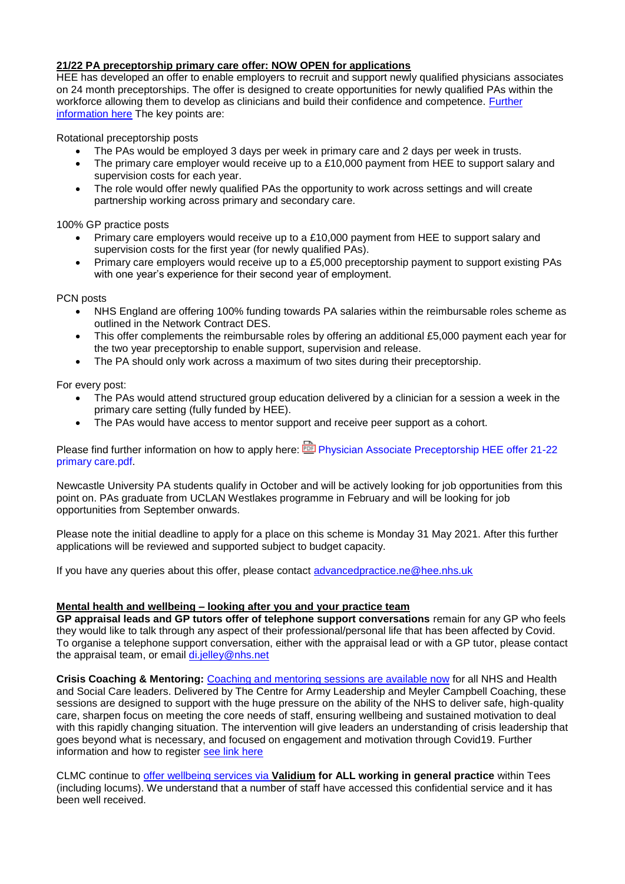**21/22 PA preceptorship primary care offer: NOW OPEN for applications**

HEE has developed an offer to enable employers to recruit and support newly qualified physicians associates on 24 month preceptorships. The offer is designed to create opportunities for newly qualified PAs within the workforce allowing them to develop as clinicians and build their confidence and competence. [Further information here](#) The key points are:

Rotational preceptorship posts

- The PAs would be employed 3 days per week in primary care and 2 days per week in trusts.
- The primary care employer would receive up to a £10,000 payment from HEE to support salary and supervision costs for each year.
- The role would offer newly qualified PAs the opportunity to work across settings and will create partnership working across primary and secondary care.

100% GP practice posts

- Primary care employers would receive up to a £10,000 payment from HEE to support salary and supervision costs for the first year (for newly qualified PAs).
- Primary care employers would receive up to a £5,000 preceptorship payment to support existing PAs with one year's experience for their second year of employment.

PCN posts

- NHS England are offering 100% funding towards PA salaries within the reimbursable roles scheme as outlined in the Network Contract DES.
- This offer complements the reimbursable roles by offering an additional £5,000 payment each year for the two year preceptorship to enable support, supervision and release.
- The PA should only work across a maximum of two sites during their preceptorship.

For every post:

- The PAs would attend structured group education delivered by a clinician for a session a week in the primary care setting (fully funded by HEE).
- The PAs would have access to mentor support and receive peer support as a cohort.

Please find further information on how to apply here: [Physician Associate Preceptorship HEE offer 21-22 primary care.pdf](#).

Newcastle University PA students qualify in October and will be actively looking for job opportunities from this point on. PAs graduate from UCLAN Westlakes programme in February and will be looking for job opportunities from September onwards.

Please note the initial deadline to apply for a place on this scheme is Monday 31 May 2021. After this further applications will be reviewed and supported subject to budget capacity.

If you have any queries about this offer, please contact advancedpractice.ne@hee.nhs.uk

**Mental health and wellbeing – looking after you and your practice team**

**GP appraisal leads and GP tutors offer of telephone support conversations** remain for any GP who feels they would like to talk through any aspect of their professional/personal life that has been affected by Covid. To organise a telephone support conversation, either with the appraisal lead or with a GP tutor, please contact the appraisal team, or email di.jelley@nhs.net

**Crisis Coaching & Mentoring:** [Coaching and mentoring sessions are available now](#) for all NHS and Health and Social Care leaders. Delivered by The Centre for Army Leadership and Meyler Campbell Coaching, these sessions are designed to support with the huge pressure on the ability of the NHS to deliver safe, high-quality care, sharpen focus on meeting the core needs of staff, ensuring wellbeing and sustained motivation to deal with this rapidly changing situation. The intervention will give leaders an understanding of crisis leadership that goes beyond what is necessary, and focused on engagement and motivation through Covid19. Further information and how to register [see link here](#)

CLMC continue to [offer wellbeing services via **Validium**](#) **for ALL working in general practice** within Tees (including locums). We understand that a number of staff have accessed this confidential service and it has been well received.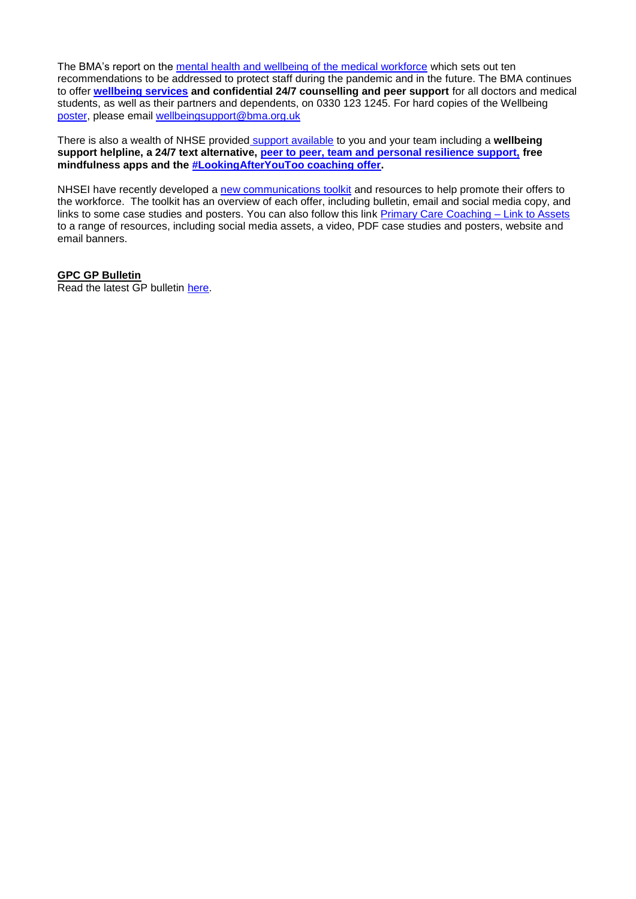The BMA's report on the mental health and wellbeing of the medical workforce which sets out ten recommendations to be addressed to protect staff during the pandemic and in the future. The BMA continues to offer **wellbeing services and confidential 24/7 counselling and peer support** for all doctors and medical students, as well as their partners and dependents, on 0330 123 1245. For hard copies of the Wellbeing poster, please email wellbeingsupport@bma.org.uk

There is also a wealth of NHSE provided support available to you and your team including a **wellbeing support helpline, a 24/7 text alternative, peer to peer, team and personal resilience support, free mindfulness apps and the #LookingAfterYouToo coaching offer.**

NHSEI have recently developed a new communications toolkit and resources to help promote their offers to the workforce. The toolkit has an overview of each offer, including bulletin, email and social media copy, and links to some case studies and posters. You can also follow this link Primary Care Coaching – Link to Assets to a range of resources, including social media assets, a video, PDF case studies and posters, website and email banners.

**GPC GP Bulletin**

Read the latest GP bulletin here.